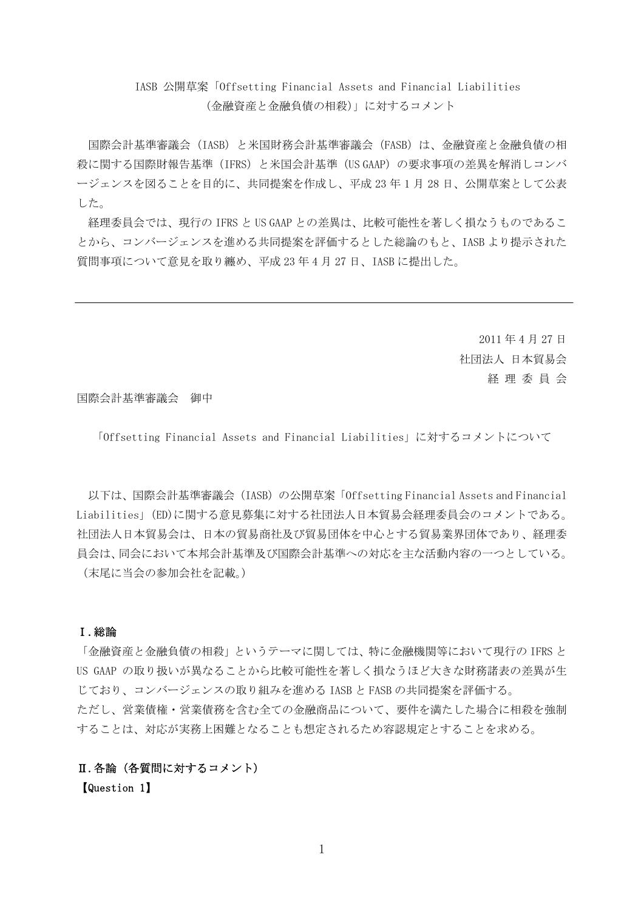IASB 公開草案「Offsetting Financial Assets and Financial Liabilities
（金融資産と金融負債の相殺）」に対するコメント

国際会計基準審議会（IASB）と米国財務会計基準審議会（FASB）は、金融資産と金融負債の相殺に関する国際財報告基準（IFRS）と米国会計基準（US GAAP）の要求事項の差異を解消しコンバージェンスを図ることを目的に、共同提案を作成し、平成 23 年 1 月 28 日、公開草案として公表した。

経理委員会では、現行の IFRS と US GAAP との差異は、比較可能性を著しく損なうものであることから、コンバージェンスを進める共同提案を評価するとした総論のもと、IASB より提示された質問事項について意見を取り纏め、平成 23 年 4 月 27 日、IASB に提出した。

---

2011 年 4 月 27 日
社団法人 日本貿易会
経 理 委 員 会

国際会計基準審議会　御中

「Offsetting Financial Assets and Financial Liabilities」に対するコメントについて

以下は、国際会計基準審議会（IASB）の公開草案「Offsetting Financial Assets and Financial Liabilities」(ED)に関する意見募集に対する社団法人日本貿易会経理委員会のコメントである。社団法人日本貿易会は、日本の貿易商社及び貿易団体を中心とする貿易業界団体であり、経理委員会は、同会において本邦会計基準及び国際会計基準への対応を主な活動内容の一つとしている。（末尾に当会の参加会社を記載。）

## Ⅰ.総論

「金融資産と金融負債の相殺」というテーマに関しては、特に金融機関等において現行の IFRS と US GAAP の取り扱いが異なることから比較可能性を著しく損なうほど大きな財務諸表の差異が生じており、コンバージェンスの取り組みを進める IASB と FASB の共同提案を評価する。
ただし、営業債権・営業債務を含む全ての金融商品について、要件を満たした場合に相殺を強制することは、対応が実務上困難となることも想定されるため容認規定とすることを求める。

## Ⅱ.各論（各質問に対するコメント）

**【Question 1】**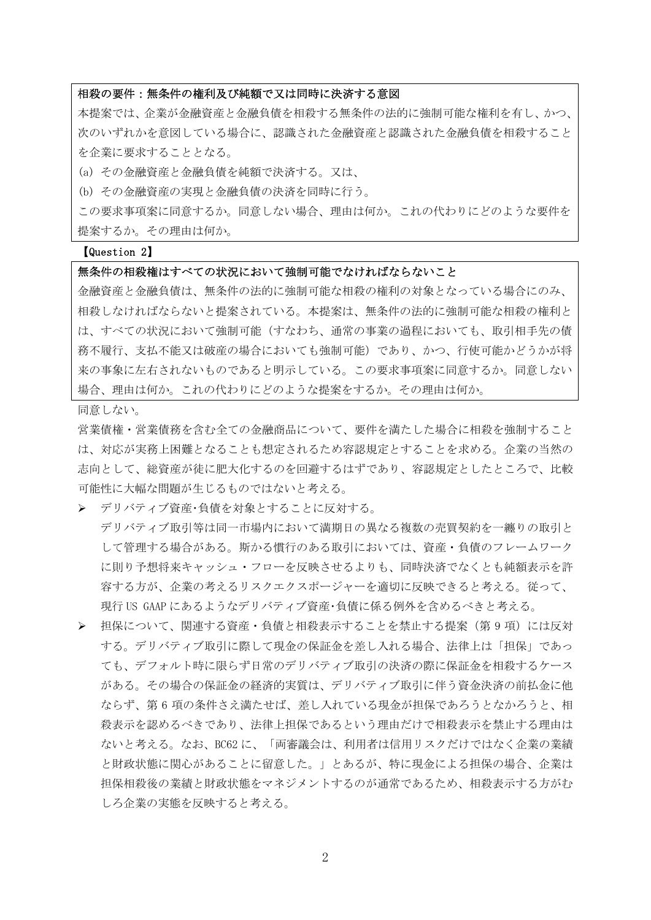**相殺の要件：無条件の権利及び純額で又は同時に決済する意図**

本提案では、企業が金融資産と金融負債を相殺する無条件の法的に強制可能な権利を有し、かつ、次のいずれかを意図している場合に、認識された金融資産と認識された金融負債を相殺することを企業に要求することとなる。

(a) その金融資産と金融負債を純額で決済する。又は、

(b) その金融資産の実現と金融負債の決済を同時に行う。

この要求事項案に同意するか。同意しない場合、理由は何か。これの代わりにどのような要件を提案するか。その理由は何か。

【Question 2】

**無条件の相殺権はすべての状況において強制可能でなければならないこと**

金融資産と金融負債は、無条件の法的に強制可能な相殺の権利の対象となっている場合にのみ、相殺しなければならないと提案されている。本提案は、無条件の法的に強制可能な相殺の権利とは、すべての状況において強制可能（すなわち、通常の事業の過程においても、取引相手先の債務不履行、支払不能又は破産の場合においても強制可能）であり、かつ、行使可能かどうかが将来の事象に左右されないものであると明示している。この要求事項案に同意するか。同意しない場合、理由は何か。これの代わりにどのような提案をするか。その理由は何か。

同意しない。

営業債権・営業債務を含む全ての金融商品について、要件を満たした場合に相殺を強制することは、対応が実務上困難となることも想定されるため容認規定とすることを求める。企業の当然の志向として、総資産が徒に肥大化するのを回避するはずであり、容認規定としたところで、比較可能性に大幅な問題が生じるものではないと考える。

- デリバティブ資産･負債を対象とすることに反対する。
  デリバティブ取引等は同一市場内において満期日の異なる複数の売買契約を一纏りの取引として管理する場合がある。斯かる慣行のある取引においては、資産・負債のフレームワークに則り予想将来キャッシュ・フローを反映させるよりも、同時決済でなくとも純額表示を許容する方が、企業の考えるリスクエクスポージャーを適切に反映できると考える。従って、現行 US GAAP にあるようなデリバティブ資産･負債に係る例外を含めるべきと考える。
- 担保について、関連する資産・負債と相殺表示することを禁止する提案（第 9 項）には反対する。デリバティブ取引に際して現金の保証金を差し入れる場合、法律上は「担保」であっても、デフォルト時に限らず日常のデリバティブ取引の決済の際に保証金を相殺するケースがある。その場合の保証金の経済的実質は、デリバティブ取引に伴う資金決済の前払金に他ならず、第 6 項の条件さえ満たせば、差し入れている現金が担保であろうとなかろうと、相殺表示を認めるべきであり、法律上担保であるという理由だけで相殺表示を禁止する理由はないと考える。なお、BC62 に、「両審議会は、利用者は信用リスクだけではなく企業の業績と財政状態に関心があることに留意した。」とあるが、特に現金による担保の場合、企業は担保相殺後の業績と財政状態をマネジメントするのが通常であるため、相殺表示する方がむしろ企業の実態を反映すると考える。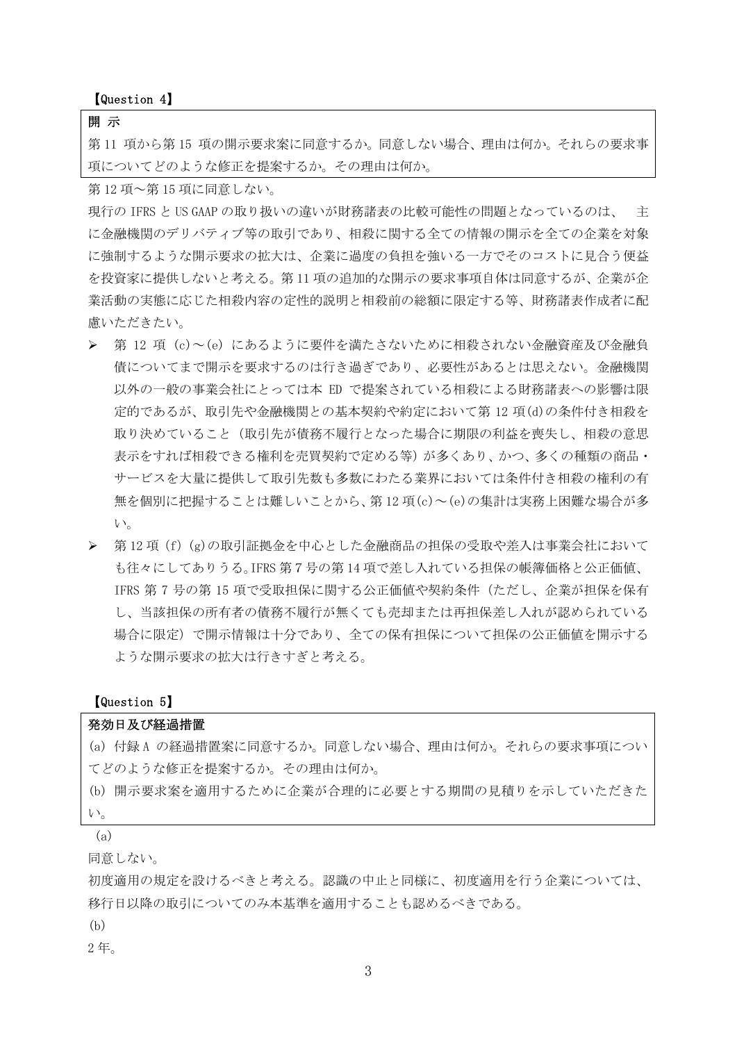【Question 4】

| 開 示 |
|---|
| 第 11 項から第 15 項の開示要求案に同意するか。同意しない場合、理由は何か。それらの要求事項についてどのような修正を提案するか。その理由は何か。 |

第 12 項～第 15 項に同意しない。

現行の IFRS と US GAAP の取り扱いの違いが財務諸表の比較可能性の問題となっているのは、 主に金融機関のデリバティブ等の取引であり、相殺に関する全ての情報の開示を全ての企業を対象に強制するような開示要求の拡大は、企業に過度の負担を強いる一方でそのコストに見合う便益を投資家に提供しないと考える。第 11 項の追加的な開示の要求事項自体は同意するが、企業が企業活動の実態に応じた相殺内容の定性的説明と相殺前の総額に限定する等、財務諸表作成者に配慮いただきたい。

- 第 12 項（c)～(e) にあるように要件を満たさないために相殺されない金融資産及び金融負債についてまで開示を要求するのは行き過ぎであり、必要性があるとは思えない。金融機関以外の一般の事業会社にとっては本 ED で提案されている相殺による財務諸表への影響は限定的であるが、取引先や金融機関との基本契約や約定において第 12 項(d)の条件付き相殺を取り決めていること（取引先が債務不履行となった場合に期限の利益を喪失し、相殺の意思表示をすれば相殺できる権利を売買契約で定める等）が多くあり、かつ、多くの種類の商品・サービスを大量に提供して取引先数も多数にわたる業界においては条件付き相殺の権利の有無を個別に把握することは難しいことから、第 12 項(c)～(e)の集計は実務上困難な場合が多い。
- 第 12 項 (f) (g)の取引証拠金を中心とした金融商品の担保の受取や差入は事業会社においても往々にしてありうる。IFRS 第 7 号の第 14 項で差し入れている担保の帳簿価格と公正価値、IFRS 第 7 号の第 15 項で受取担保に関する公正価値や契約条件（ただし、企業が担保を保有し、当該担保の所有者の債務不履行が無くても売却または再担保差し入れが認められている場合に限定）で開示情報は十分であり、全ての保有担保について担保の公正価値を開示するような開示要求の拡大は行きすぎと考える。

【Question 5】

| 発効日及び経過措置 |
|---|
| (a) 付録 A の経過措置案に同意するか。同意しない場合、理由は何か。それらの要求事項についてどのような修正を提案するか。その理由は何か。<br>(b) 開示要求案を適用するために企業が合理的に必要とする期間の見積りを示していただきたい。 |

(a)

同意しない。

初度適用の規定を設けるべきと考える。認識の中止と同様に、初度適用を行う企業については、移行日以降の取引についてのみ本基準を適用することも認めるべきである。

(b)

2 年。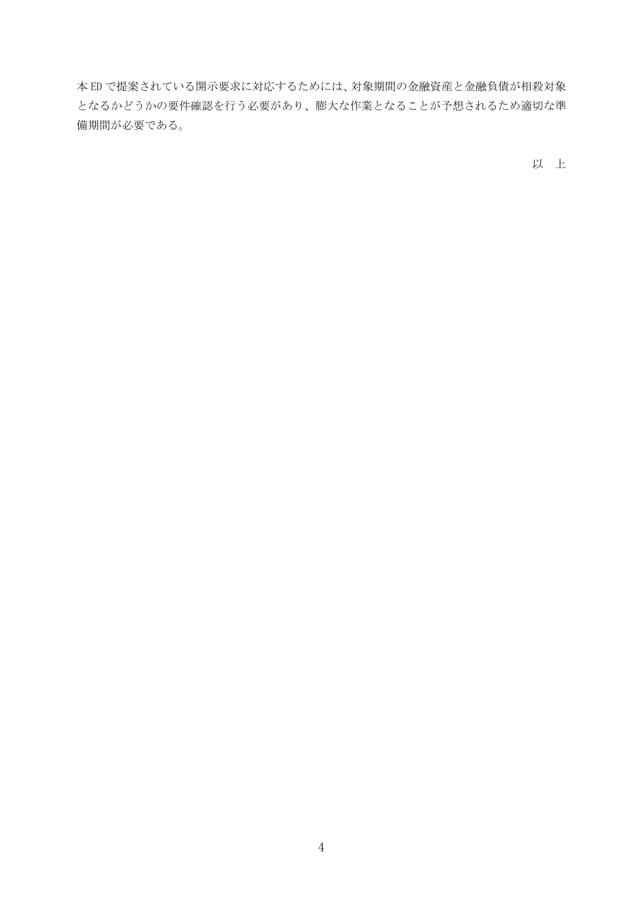本 ED で提案されている開示要求に対応するためには、対象期間の金融資産と金融負債が相殺対象となるかどうかの要件確認を行う必要があり、膨大な作業となることが予想されるため適切な準備期間が必要である。

以　上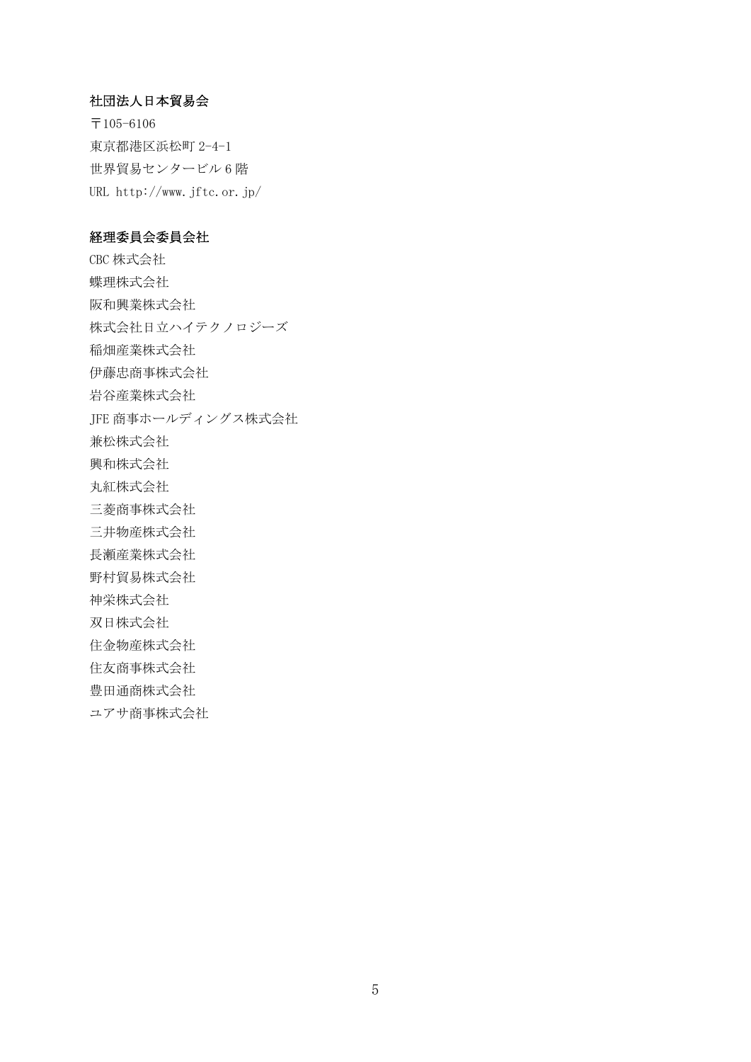**社団法人日本貿易会**

〒105-6106
東京都港区浜松町 2-4-1
世界貿易センタービル 6 階
URL http://www.jftc.or.jp/

**経理委員会委員会社**

CBC 株式会社
蝶理株式会社
阪和興業株式会社
株式会社日立ハイテクノロジーズ
稲畑産業株式会社
伊藤忠商事株式会社
岩谷産業株式会社
JFE 商事ホールディングス株式会社
兼松株式会社
興和株式会社
丸紅株式会社
三菱商事株式会社
三井物産株式会社
長瀬産業株式会社
野村貿易株式会社
神栄株式会社
双日株式会社
住金物産株式会社
住友商事株式会社
豊田通商株式会社
ユアサ商事株式会社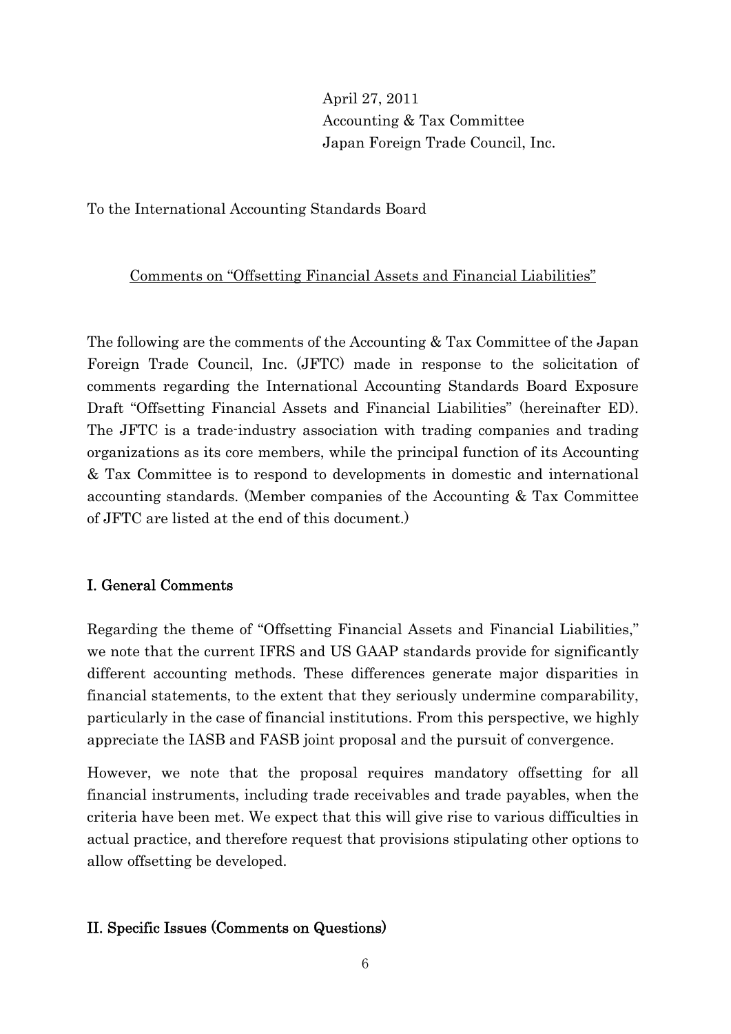April 27, 2011
Accounting & Tax Committee
Japan Foreign Trade Council, Inc.

To the International Accounting Standards Board

Comments on "Offsetting Financial Assets and Financial Liabilities"

The following are the comments of the Accounting & Tax Committee of the Japan Foreign Trade Council, Inc. (JFTC) made in response to the solicitation of comments regarding the International Accounting Standards Board Exposure Draft "Offsetting Financial Assets and Financial Liabilities" (hereinafter ED). The JFTC is a trade-industry association with trading companies and trading organizations as its core members, while the principal function of its Accounting & Tax Committee is to respond to developments in domestic and international accounting standards. (Member companies of the Accounting & Tax Committee of JFTC are listed at the end of this document.)

## I. General Comments

Regarding the theme of "Offsetting Financial Assets and Financial Liabilities," we note that the current IFRS and US GAAP standards provide for significantly different accounting methods. These differences generate major disparities in financial statements, to the extent that they seriously undermine comparability, particularly in the case of financial institutions. From this perspective, we highly appreciate the IASB and FASB joint proposal and the pursuit of convergence.

However, we note that the proposal requires mandatory offsetting for all financial instruments, including trade receivables and trade payables, when the criteria have been met. We expect that this will give rise to various difficulties in actual practice, and therefore request that provisions stipulating other options to allow offsetting be developed.

## II. Specific Issues (Comments on Questions)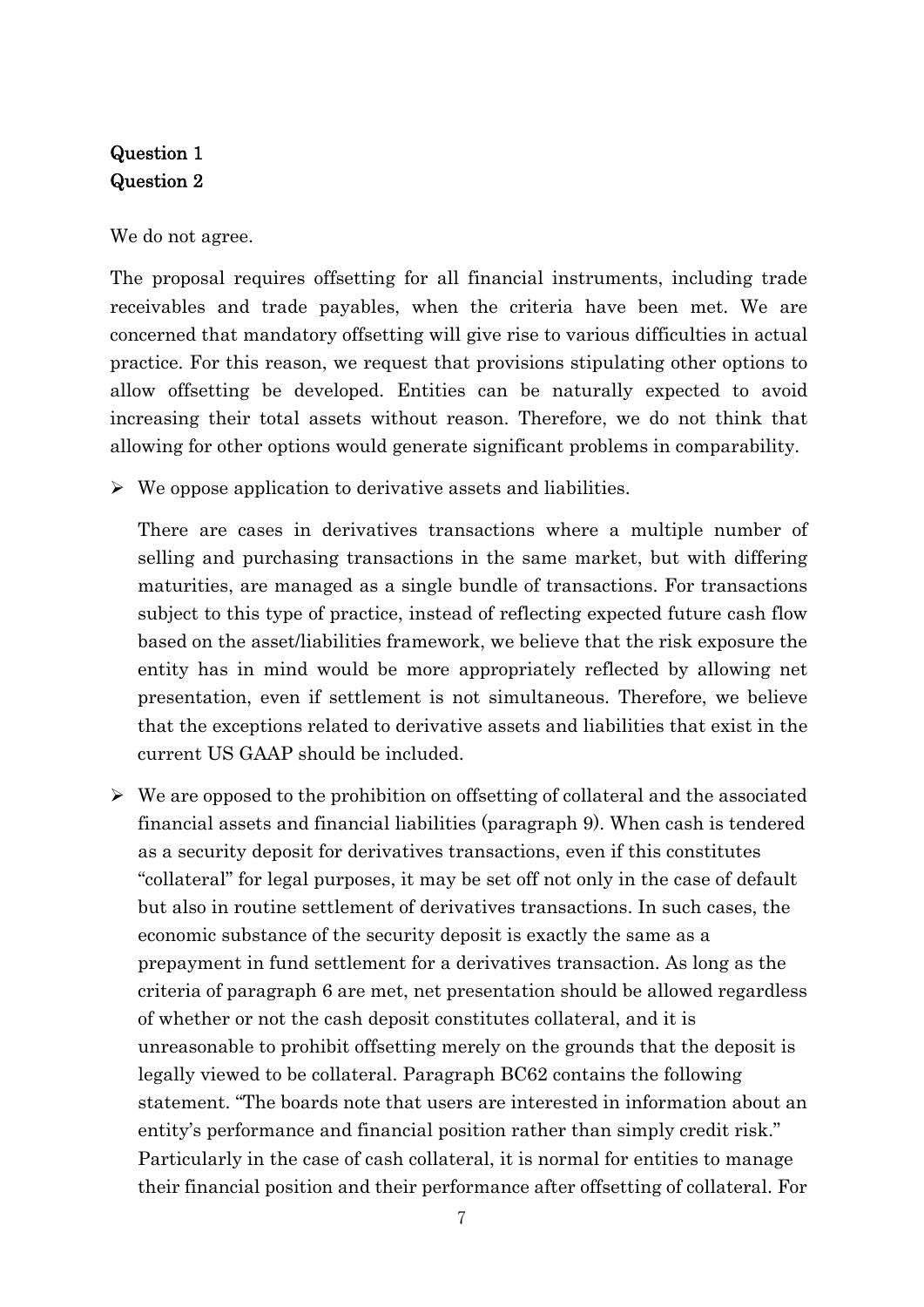**Question 1**
**Question 2**

We do not agree.

The proposal requires offsetting for all financial instruments, including trade receivables and trade payables, when the criteria have been met. We are concerned that mandatory offsetting will give rise to various difficulties in actual practice. For this reason, we request that provisions stipulating other options to allow offsetting be developed. Entities can be naturally expected to avoid increasing their total assets without reason. Therefore, we do not think that allowing for other options would generate significant problems in comparability.

- We oppose application to derivative assets and liabilities.

  There are cases in derivatives transactions where a multiple number of selling and purchasing transactions in the same market, but with differing maturities, are managed as a single bundle of transactions. For transactions subject to this type of practice, instead of reflecting expected future cash flow based on the asset/liabilities framework, we believe that the risk exposure the entity has in mind would be more appropriately reflected by allowing net presentation, even if settlement is not simultaneous. Therefore, we believe that the exceptions related to derivative assets and liabilities that exist in the current US GAAP should be included.

- We are opposed to the prohibition on offsetting of collateral and the associated financial assets and financial liabilities (paragraph 9). When cash is tendered as a security deposit for derivatives transactions, even if this constitutes "collateral" for legal purposes, it may be set off not only in the case of default but also in routine settlement of derivatives transactions. In such cases, the economic substance of the security deposit is exactly the same as a prepayment in fund settlement for a derivatives transaction. As long as the criteria of paragraph 6 are met, net presentation should be allowed regardless of whether or not the cash deposit constitutes collateral, and it is unreasonable to prohibit offsetting merely on the grounds that the deposit is legally viewed to be collateral. Paragraph BC62 contains the following statement. "The boards note that users are interested in information about an entity's performance and financial position rather than simply credit risk." Particularly in the case of cash collateral, it is normal for entities to manage their financial position and their performance after offsetting of collateral. For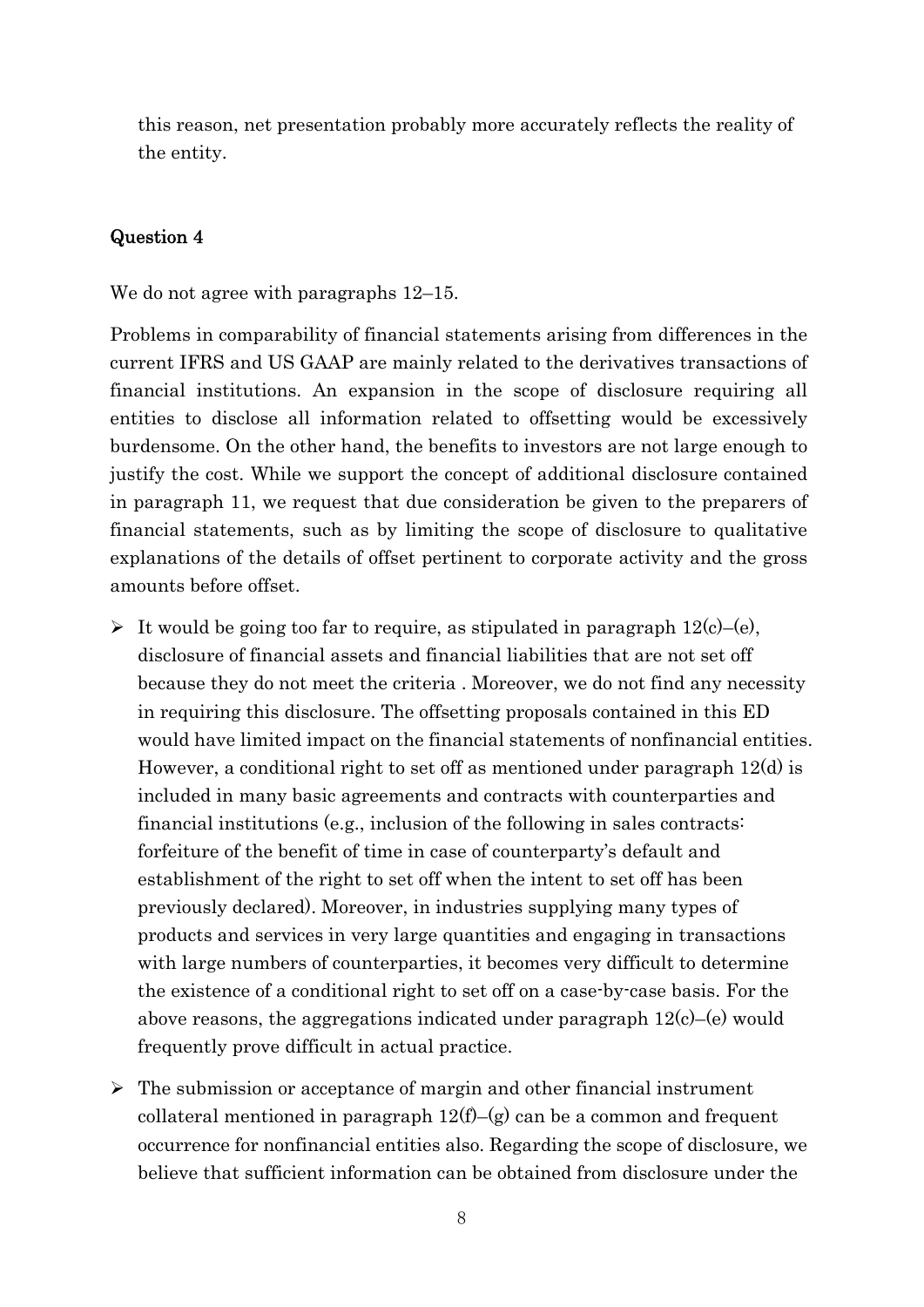this reason, net presentation probably more accurately reflects the reality of the entity.

### Question 4

We do not agree with paragraphs 12–15.

Problems in comparability of financial statements arising from differences in the current IFRS and US GAAP are mainly related to the derivatives transactions of financial institutions. An expansion in the scope of disclosure requiring all entities to disclose all information related to offsetting would be excessively burdensome. On the other hand, the benefits to investors are not large enough to justify the cost. While we support the concept of additional disclosure contained in paragraph 11, we request that due consideration be given to the preparers of financial statements, such as by limiting the scope of disclosure to qualitative explanations of the details of offset pertinent to corporate activity and the gross amounts before offset.

- It would be going too far to require, as stipulated in paragraph 12(c)–(e), disclosure of financial assets and financial liabilities that are not set off because they do not meet the criteria . Moreover, we do not find any necessity in requiring this disclosure. The offsetting proposals contained in this ED would have limited impact on the financial statements of nonfinancial entities. However, a conditional right to set off as mentioned under paragraph 12(d) is included in many basic agreements and contracts with counterparties and financial institutions (e.g., inclusion of the following in sales contracts: forfeiture of the benefit of time in case of counterparty's default and establishment of the right to set off when the intent to set off has been previously declared). Moreover, in industries supplying many types of products and services in very large quantities and engaging in transactions with large numbers of counterparties, it becomes very difficult to determine the existence of a conditional right to set off on a case-by-case basis. For the above reasons, the aggregations indicated under paragraph 12(c)–(e) would frequently prove difficult in actual practice.
- The submission or acceptance of margin and other financial instrument collateral mentioned in paragraph 12(f)–(g) can be a common and frequent occurrence for nonfinancial entities also. Regarding the scope of disclosure, we believe that sufficient information can be obtained from disclosure under the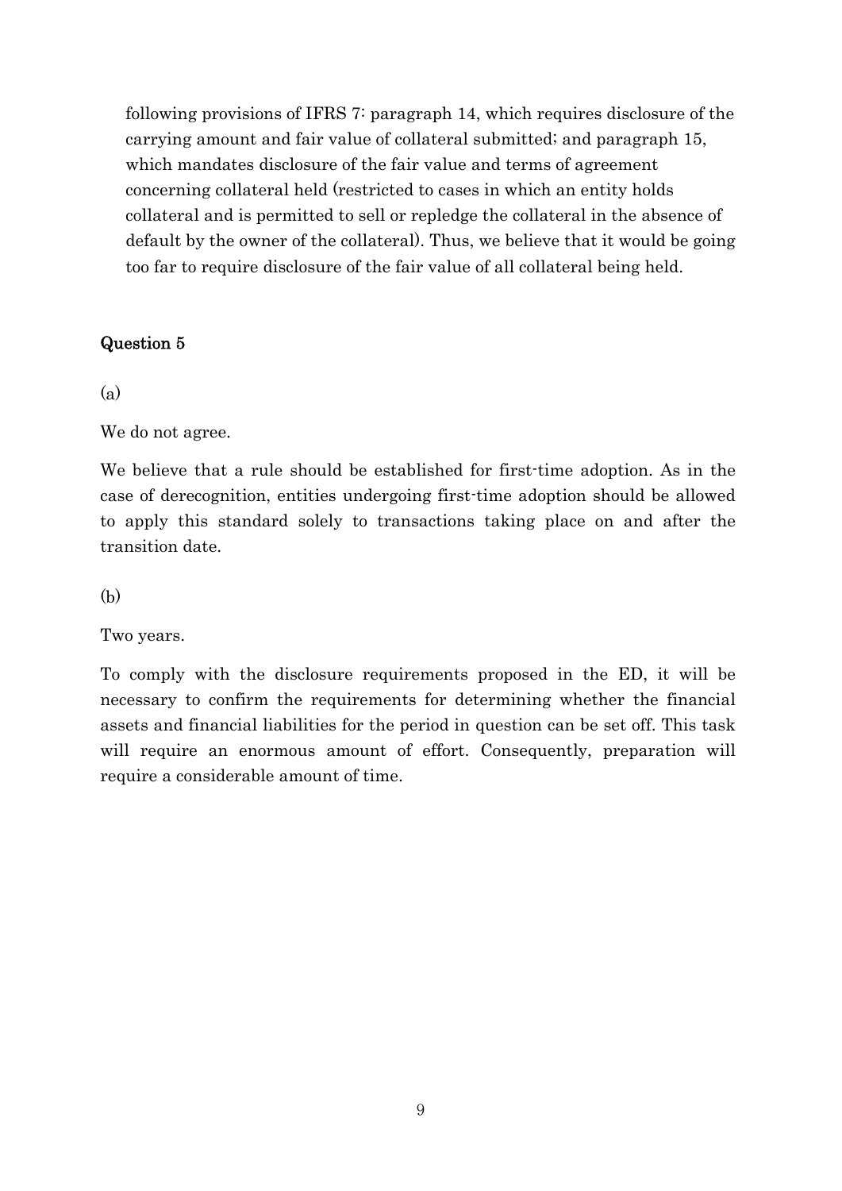following provisions of IFRS 7: paragraph 14, which requires disclosure of the carrying amount and fair value of collateral submitted; and paragraph 15, which mandates disclosure of the fair value and terms of agreement concerning collateral held (restricted to cases in which an entity holds collateral and is permitted to sell or repledge the collateral in the absence of default by the owner of the collateral). Thus, we believe that it would be going too far to require disclosure of the fair value of all collateral being held.

## Question 5

(a)

We do not agree.

We believe that a rule should be established for first-time adoption. As in the case of derecognition, entities undergoing first-time adoption should be allowed to apply this standard solely to transactions taking place on and after the transition date.

(b)

Two years.

To comply with the disclosure requirements proposed in the ED, it will be necessary to confirm the requirements for determining whether the financial assets and financial liabilities for the period in question can be set off. This task will require an enormous amount of effort. Consequently, preparation will require a considerable amount of time.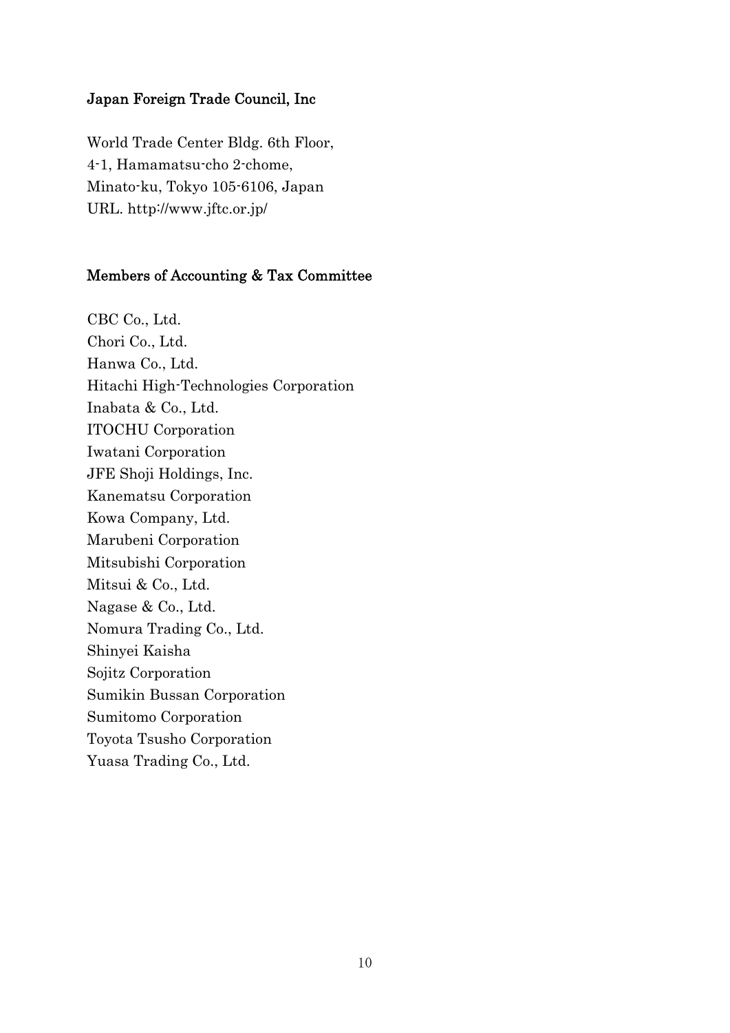## Japan Foreign Trade Council, Inc

World Trade Center Bldg. 6th Floor,
4-1, Hamamatsu-cho 2-chome,
Minato-ku, Tokyo 105-6106, Japan
URL. http://www.jftc.or.jp/

## Members of Accounting & Tax Committee

CBC Co., Ltd.
Chori Co., Ltd.
Hanwa Co., Ltd.
Hitachi High-Technologies Corporation
Inabata & Co., Ltd.
ITOCHU Corporation
Iwatani Corporation
JFE Shoji Holdings, Inc.
Kanematsu Corporation
Kowa Company, Ltd.
Marubeni Corporation
Mitsubishi Corporation
Mitsui & Co., Ltd.
Nagase & Co., Ltd.
Nomura Trading Co., Ltd.
Shinyei Kaisha
Sojitz Corporation
Sumikin Bussan Corporation
Sumitomo Corporation
Toyota Tsusho Corporation
Yuasa Trading Co., Ltd.